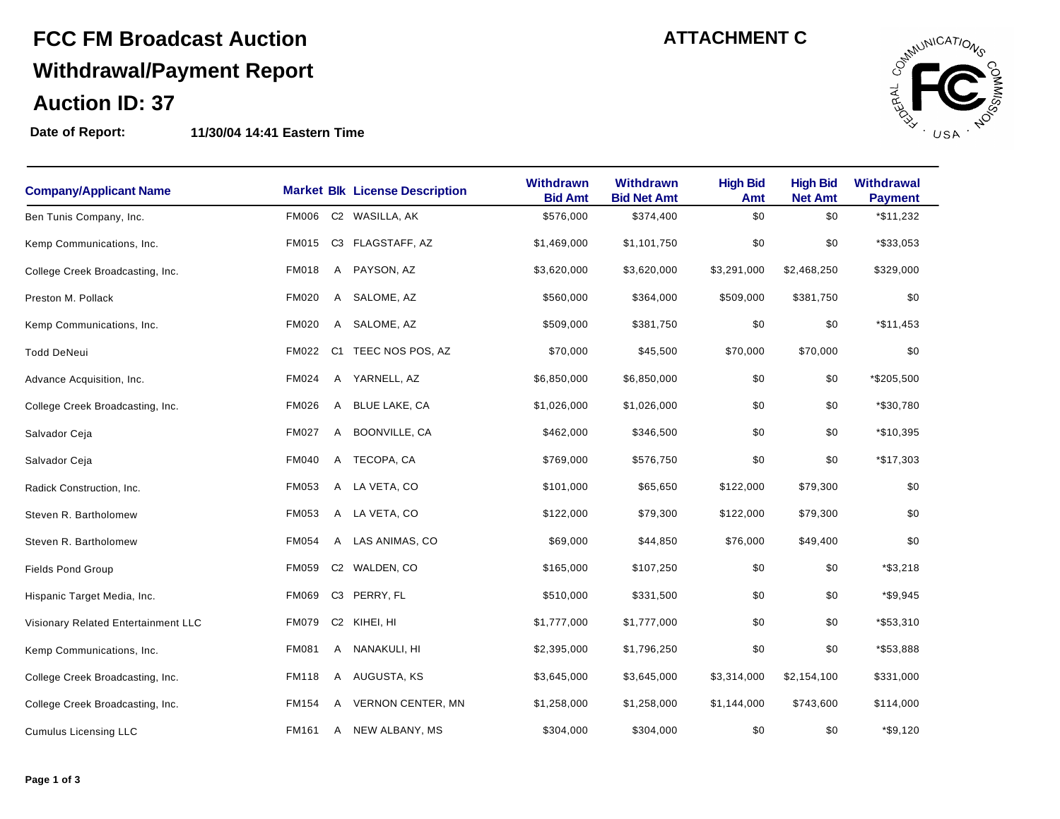# FCC FM Broadcast Auction

## Withdrawal/Payment Report

## Auction ID: 37

**ATTACHMENT C**

**Date of Report:** **11/30/04 14:41 Eastern Time**

| Company/Applicant Name | Market | Blk | License Description | Withdrawn Bid Amt | Withdrawn Bid Net Amt | High Bid Amt | High Bid Net Amt | Withdrawal Payment |
|---|---|---|---|---|---|---|---|---|
| Ben Tunis Company, Inc. | FM006 | C2 | WASILLA, AK | $576,000 | $374,400 | $0 | $0 | *$11,232 |
| Kemp Communications, Inc. | FM015 | C3 | FLAGSTAFF, AZ | $1,469,000 | $1,101,750 | $0 | $0 | *$33,053 |
| College Creek Broadcasting, Inc. | FM018 | A | PAYSON, AZ | $3,620,000 | $3,620,000 | $3,291,000 | $2,468,250 | $329,000 |
| Preston M. Pollack | FM020 | A | SALOME, AZ | $560,000 | $364,000 | $509,000 | $381,750 | $0 |
| Kemp Communications, Inc. | FM020 | A | SALOME, AZ | $509,000 | $381,750 | $0 | $0 | *$11,453 |
| Todd DeNeui | FM022 | C1 | TEEC NOS POS, AZ | $70,000 | $45,500 | $70,000 | $70,000 | $0 |
| Advance Acquisition, Inc. | FM024 | A | YARNELL, AZ | $6,850,000 | $6,850,000 | $0 | $0 | *$205,500 |
| College Creek Broadcasting, Inc. | FM026 | A | BLUE LAKE, CA | $1,026,000 | $1,026,000 | $0 | $0 | *$30,780 |
| Salvador Ceja | FM027 | A | BOONVILLE, CA | $462,000 | $346,500 | $0 | $0 | *$10,395 |
| Salvador Ceja | FM040 | A | TECOPA, CA | $769,000 | $576,750 | $0 | $0 | *$17,303 |
| Radick Construction, Inc. | FM053 | A | LA VETA, CO | $101,000 | $65,650 | $122,000 | $79,300 | $0 |
| Steven R. Bartholomew | FM053 | A | LA VETA, CO | $122,000 | $79,300 | $122,000 | $79,300 | $0 |
| Steven R. Bartholomew | FM054 | A | LAS ANIMAS, CO | $69,000 | $44,850 | $76,000 | $49,400 | $0 |
| Fields Pond Group | FM059 | C2 | WALDEN, CO | $165,000 | $107,250 | $0 | $0 | *$3,218 |
| Hispanic Target Media, Inc. | FM069 | C3 | PERRY, FL | $510,000 | $331,500 | $0 | $0 | *$9,945 |
| Visionary Related Entertainment LLC | FM079 | C2 | KIHEI, HI | $1,777,000 | $1,777,000 | $0 | $0 | *$53,310 |
| Kemp Communications, Inc. | FM081 | A | NANAKULI, HI | $2,395,000 | $1,796,250 | $0 | $0 | *$53,888 |
| College Creek Broadcasting, Inc. | FM118 | A | AUGUSTA, KS | $3,645,000 | $3,645,000 | $3,314,000 | $2,154,100 | $331,000 |
| College Creek Broadcasting, Inc. | FM154 | A | VERNON CENTER, MN | $1,258,000 | $1,258,000 | $1,144,000 | $743,600 | $114,000 |
| Cumulus Licensing LLC | FM161 | A | NEW ALBANY, MS | $304,000 | $304,000 | $0 | $0 | *$9,120 |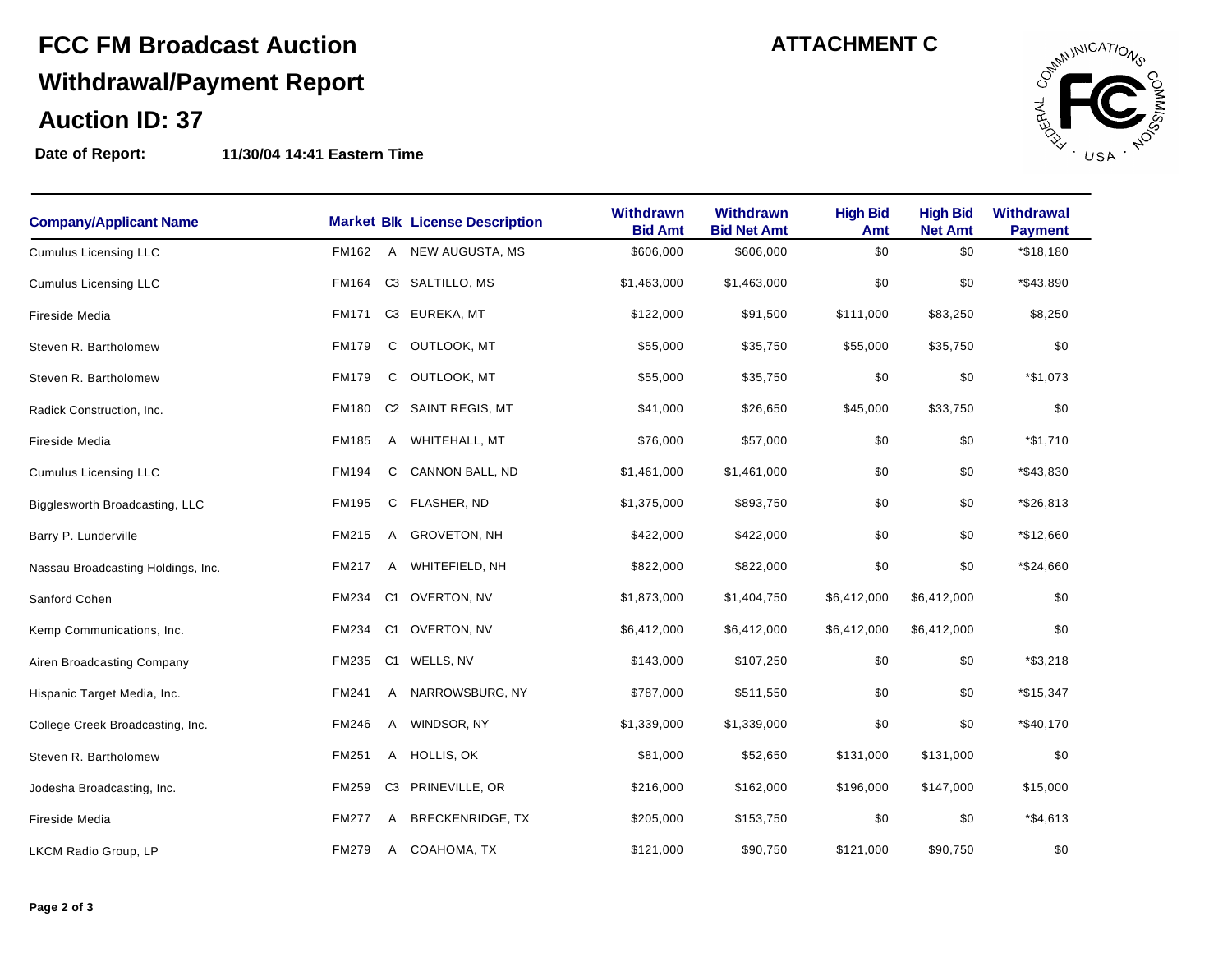# FCC FM Broadcast Auction

## Withdrawal/Payment Report

## Auction ID: 37

**ATTACHMENT C**

**Date of Report:** **11/30/04 14:41 Eastern Time**

| Company/Applicant Name | Market | Blk | License Description | Withdrawn Bid Amt | Withdrawn Bid Net Amt | High Bid Amt | High Bid Net Amt | Withdrawal Payment |
|---|---|---|---|---|---|---|---|---|
| Cumulus Licensing LLC | FM162 | A | NEW AUGUSTA, MS | $606,000 | $606,000 | $0 | $0 | *$18,180 |
| Cumulus Licensing LLC | FM164 | C3 | SALTILLO, MS | $1,463,000 | $1,463,000 | $0 | $0 | *$43,890 |
| Fireside Media | FM171 | C3 | EUREKA, MT | $122,000 | $91,500 | $111,000 | $83,250 | $8,250 |
| Steven R. Bartholomew | FM179 | C | OUTLOOK, MT | $55,000 | $35,750 | $55,000 | $35,750 | $0 |
| Steven R. Bartholomew | FM179 | C | OUTLOOK, MT | $55,000 | $35,750 | $0 | $0 | *$1,073 |
| Radick Construction, Inc. | FM180 | C2 | SAINT REGIS, MT | $41,000 | $26,650 | $45,000 | $33,750 | $0 |
| Fireside Media | FM185 | A | WHITEHALL, MT | $76,000 | $57,000 | $0 | $0 | *$1,710 |
| Cumulus Licensing LLC | FM194 | C | CANNON BALL, ND | $1,461,000 | $1,461,000 | $0 | $0 | *$43,830 |
| Bigglesworth Broadcasting, LLC | FM195 | C | FLASHER, ND | $1,375,000 | $893,750 | $0 | $0 | *$26,813 |
| Barry P. Lunderville | FM215 | A | GROVETON, NH | $422,000 | $422,000 | $0 | $0 | *$12,660 |
| Nassau Broadcasting Holdings, Inc. | FM217 | A | WHITEFIELD, NH | $822,000 | $822,000 | $0 | $0 | *$24,660 |
| Sanford Cohen | FM234 | C1 | OVERTON, NV | $1,873,000 | $1,404,750 | $6,412,000 | $6,412,000 | $0 |
| Kemp Communications, Inc. | FM234 | C1 | OVERTON, NV | $6,412,000 | $6,412,000 | $6,412,000 | $6,412,000 | $0 |
| Airen Broadcasting Company | FM235 | C1 | WELLS, NV | $143,000 | $107,250 | $0 | $0 | *$3,218 |
| Hispanic Target Media, Inc. | FM241 | A | NARROWSBURG, NY | $787,000 | $511,550 | $0 | $0 | *$15,347 |
| College Creek Broadcasting, Inc. | FM246 | A | WINDSOR, NY | $1,339,000 | $1,339,000 | $0 | $0 | *$40,170 |
| Steven R. Bartholomew | FM251 | A | HOLLIS, OK | $81,000 | $52,650 | $131,000 | $131,000 | $0 |
| Jodesha Broadcasting, Inc. | FM259 | C3 | PRINEVILLE, OR | $216,000 | $162,000 | $196,000 | $147,000 | $15,000 |
| Fireside Media | FM277 | A | BRECKENRIDGE, TX | $205,000 | $153,750 | $0 | $0 | *$4,613 |
| LKCM Radio Group, LP | FM279 | A | COAHOMA, TX | $121,000 | $90,750 | $121,000 | $90,750 | $0 |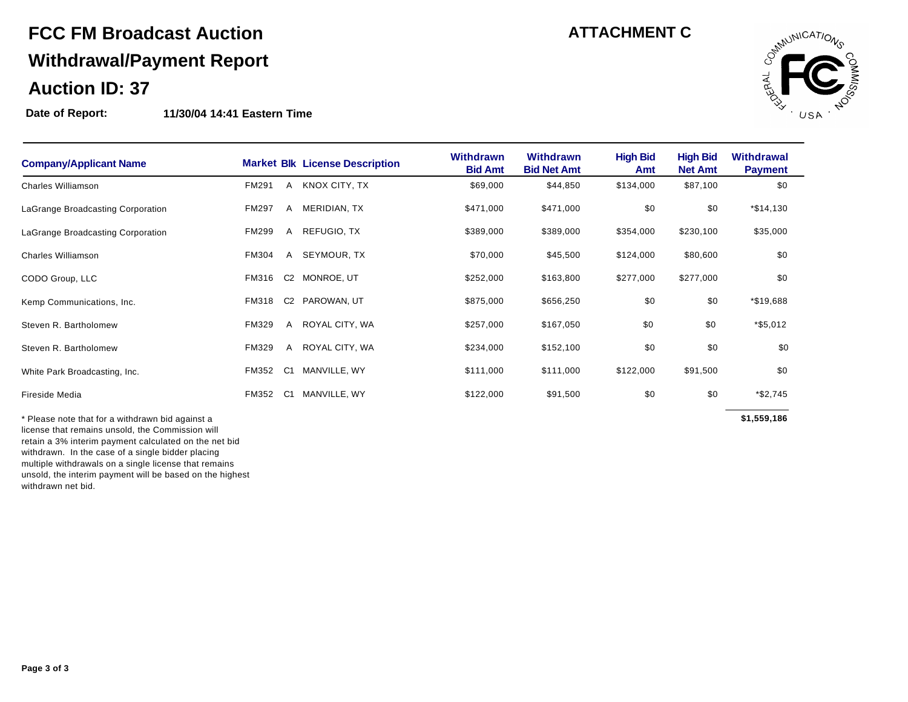# FCC FM Broadcast Auction

## Withdrawal/Payment Report

## Auction ID: 37

**ATTACHMENT C**

**Date of Report:** **11/30/04 14:41 Eastern Time**

| Company/Applicant Name | Market | Blk | License Description | Withdrawn Bid Amt | Withdrawn Bid Net Amt | High Bid Amt | High Bid Net Amt | Withdrawal Payment |
|---|---|---|---|---|---|---|---|---|
| Charles Williamson | FM291 | A | KNOX CITY, TX | $69,000 | $44,850 | $134,000 | $87,100 | $0 |
| LaGrange Broadcasting Corporation | FM297 | A | MERIDIAN, TX | $471,000 | $471,000 | $0 | $0 | *$14,130 |
| LaGrange Broadcasting Corporation | FM299 | A | REFUGIO, TX | $389,000 | $389,000 | $354,000 | $230,100 | $35,000 |
| Charles Williamson | FM304 | A | SEYMOUR, TX | $70,000 | $45,500 | $124,000 | $80,600 | $0 |
| CODO Group, LLC | FM316 | C2 | MONROE, UT | $252,000 | $163,800 | $277,000 | $277,000 | $0 |
| Kemp Communications, Inc. | FM318 | C2 | PAROWAN, UT | $875,000 | $656,250 | $0 | $0 | *$19,688 |
| Steven R. Bartholomew | FM329 | A | ROYAL CITY, WA | $257,000 | $167,050 | $0 | $0 | *$5,012 |
| Steven R. Bartholomew | FM329 | A | ROYAL CITY, WA | $234,000 | $152,100 | $0 | $0 | $0 |
| White Park Broadcasting, Inc. | FM352 | C1 | MANVILLE, WY | $111,000 | $111,000 | $122,000 | $91,500 | $0 |
| Fireside Media | FM352 | C1 | MANVILLE, WY | $122,000 | $91,500 | $0 | $0 | *$2,745 |
| | | | | | | | | **$1,559,186** |

* Please note that for a withdrawn bid against a license that remains unsold, the Commission will retain a 3% interim payment calculated on the net bid withdrawn. In the case of a single bidder placing multiple withdrawals on a single license that remains unsold, the interim payment will be based on the highest withdrawn net bid.